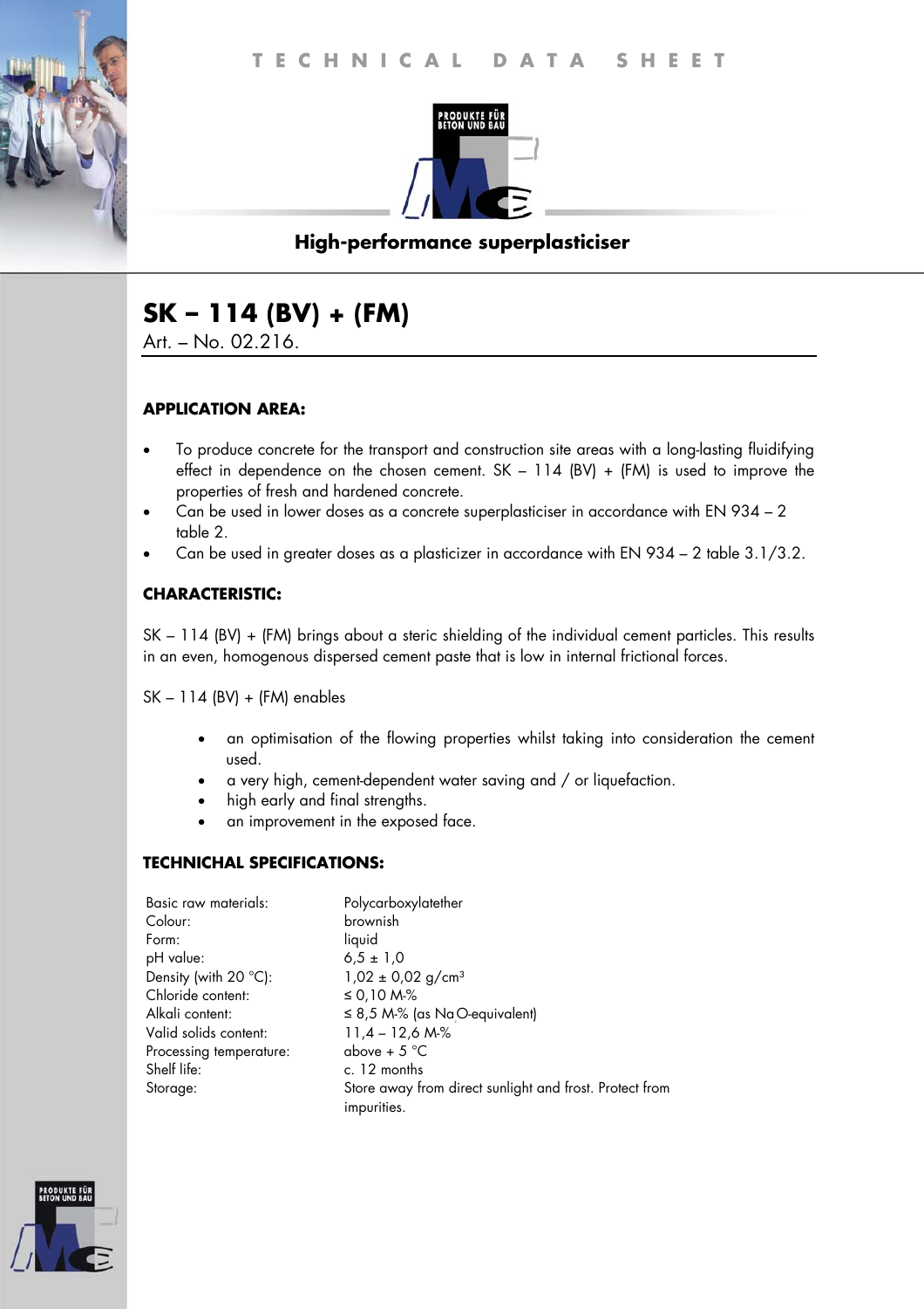TECHNICAL DATA SHEET

PRODUKTE FÜR BETON UND BAU

## High-performance superplasticiser

# SK – 114 (BV) + (FM)

Art. – No. 02.216.

### APPLICATION AREA:

- To produce concrete for the transport and construction site areas with a long-lasting fluidifying effect in dependence on the chosen cement. SK – 114 (BV) + (FM) is used to improve the properties of fresh and hardened concrete.
- Can be used in lower doses as a concrete superplasticiser in accordance with EN 934 – 2 table 2.
- Can be used in greater doses as a plasticizer in accordance with EN 934 – 2 table 3.1/3.2.

### CHARACTERISTIC:

SK – 114 (BV) + (FM) brings about a steric shielding of the individual cement particles. This results in an even, homogenous dispersed cement paste that is low in internal frictional forces.

SK – 114 (BV) + (FM) enables

- an optimisation of the flowing properties whilst taking into consideration the cement used.
- a very high, cement-dependent water saving and / or liquefaction.
- high early and final strengths.
- an improvement in the exposed face.

### TECHNICHAL SPECIFICATIONS:

| | |
|---|---|
| Basic raw materials: | Polycarboxylatether |
| Colour: | brownish |
| Form: | liquid |
| pH value: | 6,5 ± 1,0 |
| Density (with 20 °C): | 1,02 ± 0,02 g/cm³ |
| Chloride content: | ≤ 0,10 M-% |
| Alkali content: | ≤ 8,5 M-% (as $Na_2O$-equivalent) |
| Valid solids content: | 11,4 – 12,6 M-% |
| Processing temperature: | above + 5 °C |
| Shelf life: | c. 12 months |
| Storage: | Store away from direct sunlight and frost. Protect from impurities. |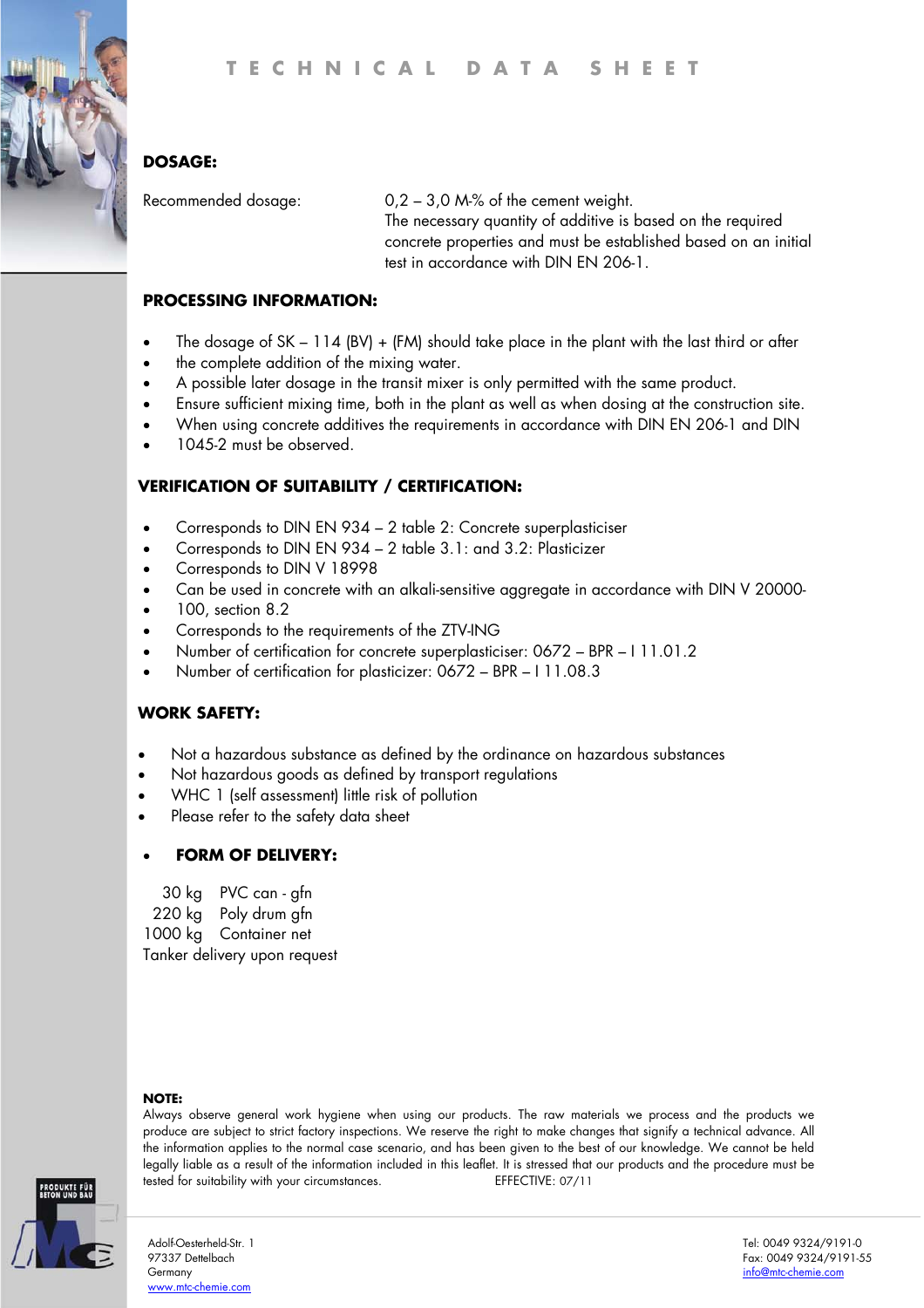# TECHNICAL DATA SHEET

## DOSAGE:

| | |
|---|---|
| Recommended dosage: | 0,2 – 3,0 M-% of the cement weight. The necessary quantity of additive is based on the required concrete properties and must be established based on an initial test in accordance with DIN EN 206-1. |

## PROCESSING INFORMATION:

- The dosage of SK – 114 (BV) + (FM) should take place in the plant with the last third or after
- the complete addition of the mixing water.
- A possible later dosage in the transit mixer is only permitted with the same product.
- Ensure sufficient mixing time, both in the plant as well as when dosing at the construction site.
- When using concrete additives the requirements in accordance with DIN EN 206-1 and DIN
- 1045-2 must be observed.

## VERIFICATION OF SUITABILITY / CERTIFICATION:

- Corresponds to DIN EN 934 – 2 table 2: Concrete superplasticiser
- Corresponds to DIN EN 934 – 2 table 3.1: and 3.2: Plasticizer
- Corresponds to DIN V 18998
- Can be used in concrete with an alkali-sensitive aggregate in accordance with DIN V 20000-
- 100, section 8.2
- Corresponds to the requirements of the ZTV-ING
- Number of certification for concrete superplasticiser: 0672 – BPR – I 11.01.2
- Number of certification for plasticizer: 0672 – BPR – I 11.08.3

## WORK SAFETY:

- Not a hazardous substance as defined by the ordinance on hazardous substances
- Not hazardous goods as defined by transport regulations
- WHC 1 (self assessment) little risk of pollution
- Please refer to the safety data sheet

## FORM OF DELIVERY:

| | |
|---|---|
| 30 kg | PVC can - gfn |
| 220 kg | Poly drum gfn |
| 1000 kg | Container net |

Tanker delivery upon request

**NOTE:**
Always observe general work hygiene when using our products. The raw materials we process and the products we produce are subject to strict factory inspections. We reserve the right to make changes that signify a technical advance. All the information applies to the normal case scenario, and has been given to the best of our knowledge. We cannot be held legally liable as a result of the information included in this leaflet. It is stressed that our products and the procedure must be tested for suitability with your circumstances. EFFECTIVE: 07/11

PRODUKTE FÜR BETON UND BAU

Adolf-Oesterheld-Str. 1
97337 Dettelbach
Germany
www.mtc-chemie.com

Tel: 0049 9324/9191-0
Fax: 0049 9324/9191-55
info@mtc-chemie.com